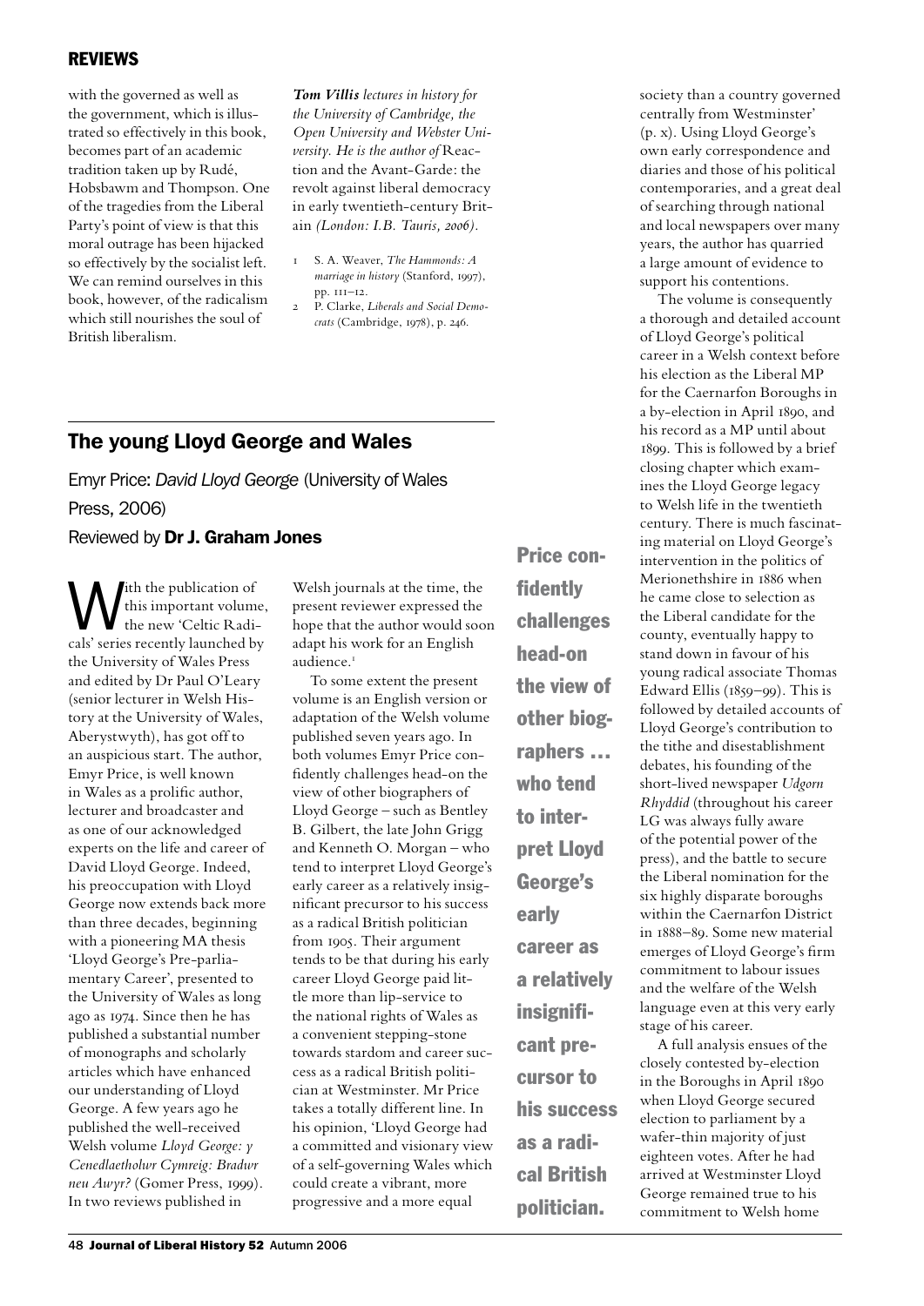with the governed as well as the government, which is illustrated so effectively in this book, becomes part of an academic tradition taken up by Rudé, Hobsbawm and Thompson. One of the tragedies from the Liberal Party's point of view is that this moral outrage has been hijacked so effectively by the socialist left. We can remind ourselves in this book, however, of the radicalism which still nourishes the soul of British liberalism.

***Tom Villis** lectures in history for the University of Cambridge, the Open University and Webster University. He is the author of* Reaction and the Avant-Garde: the revolt against liberal democracy in early twentieth-century Britain *(London: I.B. Tauris, 2006).*

1 S. A. Weaver, *The Hammonds: A marriage in history* (Stanford, 1997), pp. 111–12.
2 P. Clarke, *Liberals and Social Democrats* (Cambridge, 1978), p. 246.

## The young Lloyd George and Wales

Emyr Price: *David Lloyd George* (University of Wales Press, 2006)

Reviewed by **Dr J. Graham Jones**

With the publication of this important volume, the new 'Celtic Radicals' series recently launched by the University of Wales Press and edited by Dr Paul O'Leary (senior lecturer in Welsh History at the University of Wales, Aberystwyth), has got off to an auspicious start. The author, Emyr Price, is well known in Wales as a prolific author, lecturer and broadcaster and as one of our acknowledged experts on the life and career of David Lloyd George. Indeed, his preoccupation with Lloyd George now extends back more than three decades, beginning with a pioneering MA thesis 'Lloyd George's Pre-parliamentary Career', presented to the University of Wales as long ago as 1974. Since then he has published a substantial number of monographs and scholarly articles which have enhanced our understanding of Lloyd George. A few years ago he published the well-received Welsh volume *Lloyd George: y Cenedlaetholwr Cymreig: Bradwr neu Awyr?* (Gomer Press, 1999). In two reviews published in Welsh journals at the time, the present reviewer expressed the hope that the author would soon adapt his work for an English audience.[1]

To some extent the present volume is an English version or adaptation of the Welsh volume published seven years ago. In both volumes Emyr Price confidently challenges head-on the view of other biographers of Lloyd George – such as Bentley B. Gilbert, the late John Grigg and Kenneth O. Morgan – who tend to interpret Lloyd George's early career as a relatively insignificant precursor to his success as a radical British politician from 1905. Their argument tends to be that during his early career Lloyd George paid little more than lip-service to the national rights of Wales as a convenient stepping-stone towards stardom and career success as a radical British politician at Westminster. Mr Price takes a totally different line. In his opinion, 'Lloyd George had a committed and visionary view of a self-governing Wales which could create a vibrant, more progressive and a more equal society than a country governed centrally from Westminster' (p. x). Using Lloyd George's own early correspondence and diaries and those of his political contemporaries, and a great deal of searching through national and local newspapers over many years, the author has quarried a large amount of evidence to support his contentions.

**Price confidently challenges head-on the view of other biographers … who tend to interpret Lloyd George's early career as a relatively insignificant precursor to his success as a radical British politician.**

The volume is consequently a thorough and detailed account of Lloyd George's political career in a Welsh context before his election as the Liberal MP for the Caernarfon Boroughs in a by-election in April 1890, and his record as a MP until about 1899. This is followed by a brief closing chapter which examines the Lloyd George legacy to Welsh life in the twentieth century. There is much fascinating material on Lloyd George's intervention in the politics of Merionethshire in 1886 when he came close to selection as the Liberal candidate for the county, eventually happy to stand down in favour of his young radical associate Thomas Edward Ellis (1859–99). This is followed by detailed accounts of Lloyd George's contribution to the tithe and disestablishment debates, his founding of the short-lived newspaper *Udgorn Rhyddid* (throughout his career LG was always fully aware of the potential power of the press), and the battle to secure the Liberal nomination for the six highly disparate boroughs within the Caernarfon District in 1888–89. Some new material emerges of Lloyd George's firm commitment to labour issues and the welfare of the Welsh language even at this very early stage of his career.

A full analysis ensues of the closely contested by-election in the Boroughs in April 1890 when Lloyd George secured election to parliament by a wafer-thin majority of just eighteen votes. After he had arrived at Westminster Lloyd George remained true to his commitment to Welsh home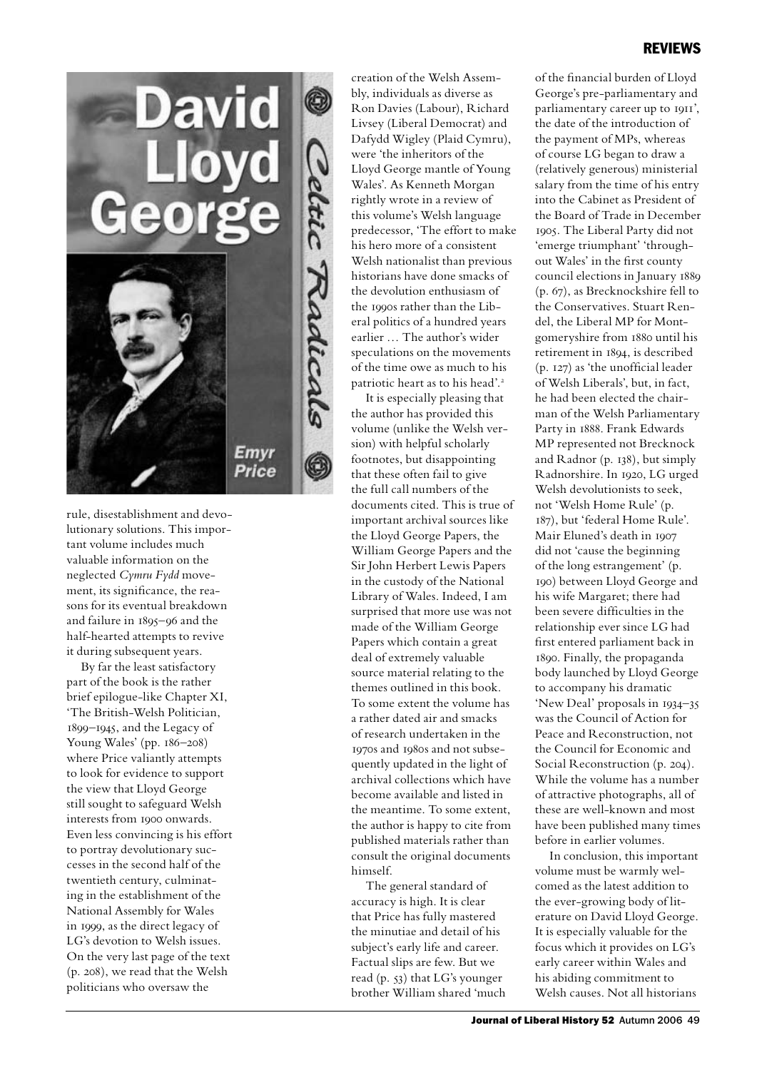rule, disestablishment and devolutionary solutions. This important volume includes much valuable information on the neglected *Cymru Fydd* movement, its significance, the reasons for its eventual breakdown and failure in 1895–96 and the half-hearted attempts to revive it during subsequent years.

By far the least satisfactory part of the book is the rather brief epilogue-like Chapter XI, 'The British-Welsh Politician, 1899–1945, and the Legacy of Young Wales' (pp. 186–208) where Price valiantly attempts to look for evidence to support the view that Lloyd George still sought to safeguard Welsh interests from 1900 onwards. Even less convincing is his effort to portray devolutionary successes in the second half of the twentieth century, culminating in the establishment of the National Assembly for Wales in 1999, as the direct legacy of LG's devotion to Welsh issues. On the very last page of the text (p. 208), we read that the Welsh politicians who oversaw the creation of the Welsh Assembly, individuals as diverse as Ron Davies (Labour), Richard Livsey (Liberal Democrat) and Dafydd Wigley (Plaid Cymru), were 'the inheritors of the Lloyd George mantle of Young Wales'. As Kenneth Morgan rightly wrote in a review of this volume's Welsh language predecessor, 'The effort to make his hero more of a consistent Welsh nationalist than previous historians have done smacks of the devolution enthusiasm of the 1990s rather than the Liberal politics of a hundred years earlier … The author's wider speculations on the movements of the time owe as much to his patriotic heart as to his head'.[2]

It is especially pleasing that the author has provided this volume (unlike the Welsh version) with helpful scholarly footnotes, but disappointing that these often fail to give the full call numbers of the documents cited. This is true of important archival sources like the Lloyd George Papers, the William George Papers and the Sir John Herbert Lewis Papers in the custody of the National Library of Wales. Indeed, I am surprised that more use was not made of the William George Papers which contain a great deal of extremely valuable source material relating to the themes outlined in this book. To some extent the volume has a rather dated air and smacks of research undertaken in the 1970s and 1980s and not subsequently updated in the light of archival collections which have become available and listed in the meantime. To some extent, the author is happy to cite from published materials rather than consult the original documents himself.

The general standard of accuracy is high. It is clear that Price has fully mastered the minutiae and detail of his subject's early life and career. Factual slips are few. But we read (p. 53) that LG's younger brother William shared 'much of the financial burden of Lloyd George's pre-parliamentary and parliamentary career up to 1911', the date of the introduction of the payment of MPs, whereas of course LG began to draw a (relatively generous) ministerial salary from the time of his entry into the Cabinet as President of the Board of Trade in December 1905. The Liberal Party did not 'emerge triumphant' 'throughout Wales' in the first county council elections in January 1889 (p. 67), as Brecknockshire fell to the Conservatives. Stuart Rendel, the Liberal MP for Montgomeryshire from 1880 until his retirement in 1894, is described (p. 127) as 'the unofficial leader of Welsh Liberals', but, in fact, he had been elected the chairman of the Welsh Parliamentary Party in 1888. Frank Edwards MP represented not Brecknock and Radnor (p. 138), but simply Radnorshire. In 1920, LG urged Welsh devolutionists to seek, not 'Welsh Home Rule' (p. 187), but 'federal Home Rule'. Mair Eluned's death in 1907 did not 'cause the beginning of the long estrangement' (p. 190) between Lloyd George and his wife Margaret; there had been severe difficulties in the relationship ever since LG had first entered parliament back in 1890. Finally, the propaganda body launched by Lloyd George to accompany his dramatic 'New Deal' proposals in 1934–35 was the Council of Action for Peace and Reconstruction, not the Council for Economic and Social Reconstruction (p. 204). While the volume has a number of attractive photographs, all of these are well-known and most have been published many times before in earlier volumes.

In conclusion, this important volume must be warmly welcomed as the latest addition to the ever-growing body of literature on David Lloyd George. It is especially valuable for the focus which it provides on LG's early career within Wales and his abiding commitment to Welsh causes. Not all historians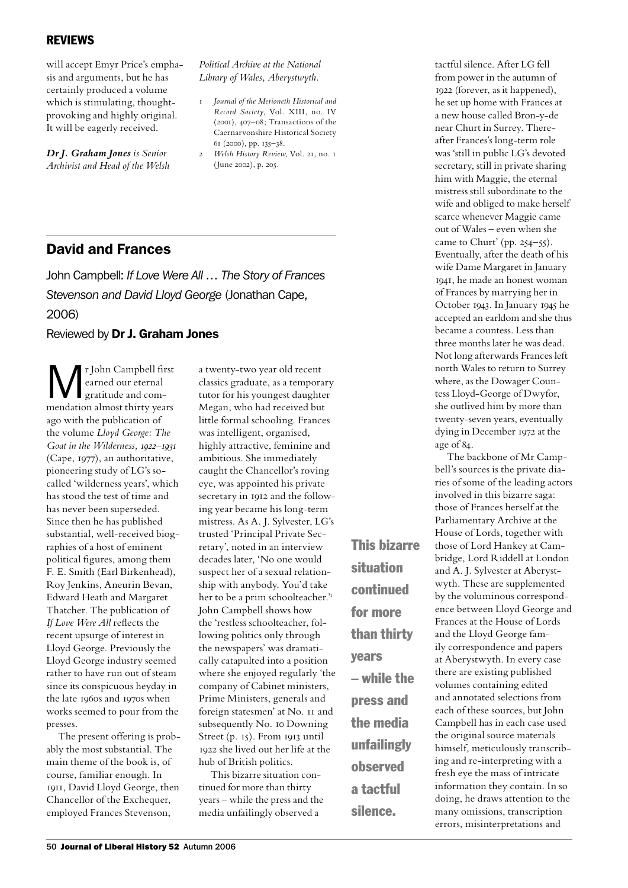will accept Emyr Price's emphasis and arguments, but he has certainly produced a volume which is stimulating, thought-provoking and highly original. It will be eagerly received.

***Dr J. Graham Jones** is Senior Archivist and Head of the Welsh Political Archive at the National Library of Wales, Aberystwyth.*

1 *Journal of the Merioneth Historical and Record Society*, Vol. XIII, no. IV (2001), 407–08; Transactions of the Caernarvonshire Historical Society 61 (2000), pp. 135–38.
2 *Welsh History Review*, Vol. 21, no. 1 (June 2002), p. 205.

## David and Frances

John Campbell: *If Love Were All … The Story of Frances Stevenson and David Lloyd George* (Jonathan Cape, 2006)

Reviewed by **Dr J. Graham Jones**

Mr John Campbell first earned our eternal gratitude and commendation almost thirty years ago with the publication of the volume *Lloyd George: The Goat in the Wilderness, 1922–1931* (Cape, 1977), an authoritative, pioneering study of LG's so-called 'wilderness years', which has stood the test of time and has never been superseded. Since then he has published substantial, well-received biographies of a host of eminent political figures, among them F. E. Smith (Earl Birkenhead), Roy Jenkins, Aneurin Bevan, Edward Heath and Margaret Thatcher. The publication of *If Love Were All* reflects the recent upsurge of interest in Lloyd George. Previously the Lloyd George industry seemed rather to have run out of steam since its conspicuous heyday in the late 1960s and 1970s when works seemed to pour from the presses.

The present offering is probably the most substantial. The main theme of the book is, of course, familiar enough. In 1911, David Lloyd George, then Chancellor of the Exchequer, employed Frances Stevenson, a twenty-two year old recent classics graduate, as a temporary tutor for his youngest daughter Megan, who had received but little formal schooling. Frances was intelligent, organised, highly attractive, feminine and ambitious. She immediately caught the Chancellor's roving eye, was appointed his private secretary in 1912 and the following year became his long-term mistress. As A. J. Sylvester, LG's trusted 'Principal Private Secretary', noted in an interview decades later, 'No one would suspect her of a sexual relationship with anybody. You'd take her to be a prim schoolteacher.'[1] John Campbell shows how the 'restless schoolteacher, following politics only through the newspapers' was dramatically catapulted into a position where she enjoyed regularly 'the company of Cabinet ministers, Prime Ministers, generals and foreign statesmen' at No. 11 and subsequently No. 10 Downing Street (p. 15). From 1913 until 1922 she lived out her life at the hub of British politics.

This bizarre situation continued for more than thirty years – while the press and the media unfailingly observed a tactful silence. After LG fell from power in the autumn of 1922 (forever, as it happened), he set up home with Frances at a new house called Bron-y-de near Churt in Surrey. Thereafter Frances's long-term role was 'still in public LG's devoted secretary, still in private sharing him with Maggie, the eternal mistress still subordinate to the wife and obliged to make herself scarce whenever Maggie came out of Wales – even when she came to Churt' (pp. 254–55). Eventually, after the death of his wife Dame Margaret in January 1941, he made an honest woman of Frances by marrying her in October 1943. In January 1945 he accepted an earldom and she thus became a countess. Less than three months later he was dead. Not long afterwards Frances left north Wales to return to Surrey where, as the Dowager Countess Lloyd-George of Dwyfor, she outlived him by more than twenty-seven years, eventually dying in December 1972 at the age of 84.

**This bizarre situation continued for more than thirty years – while the press and the media unfailingly observed a tactful silence.**

The backbone of Mr Campbell's sources is the private diaries of some of the leading actors involved in this bizarre saga: those of Frances herself at the Parliamentary Archive at the House of Lords, together with those of Lord Hankey at Cambridge, Lord Riddell at London and A. J. Sylvester at Aberystwyth. These are supplemented by the voluminous correspondence between Lloyd George and Frances at the House of Lords and the Lloyd George family correspondence and papers at Aberystwyth. In every case there are existing published volumes containing edited and annotated selections from each of these sources, but John Campbell has in each case used the original source materials himself, meticulously transcribing and re-interpreting with a fresh eye the mass of intricate information they contain. In so doing, he draws attention to the many omissions, transcription errors, misinterpretations and